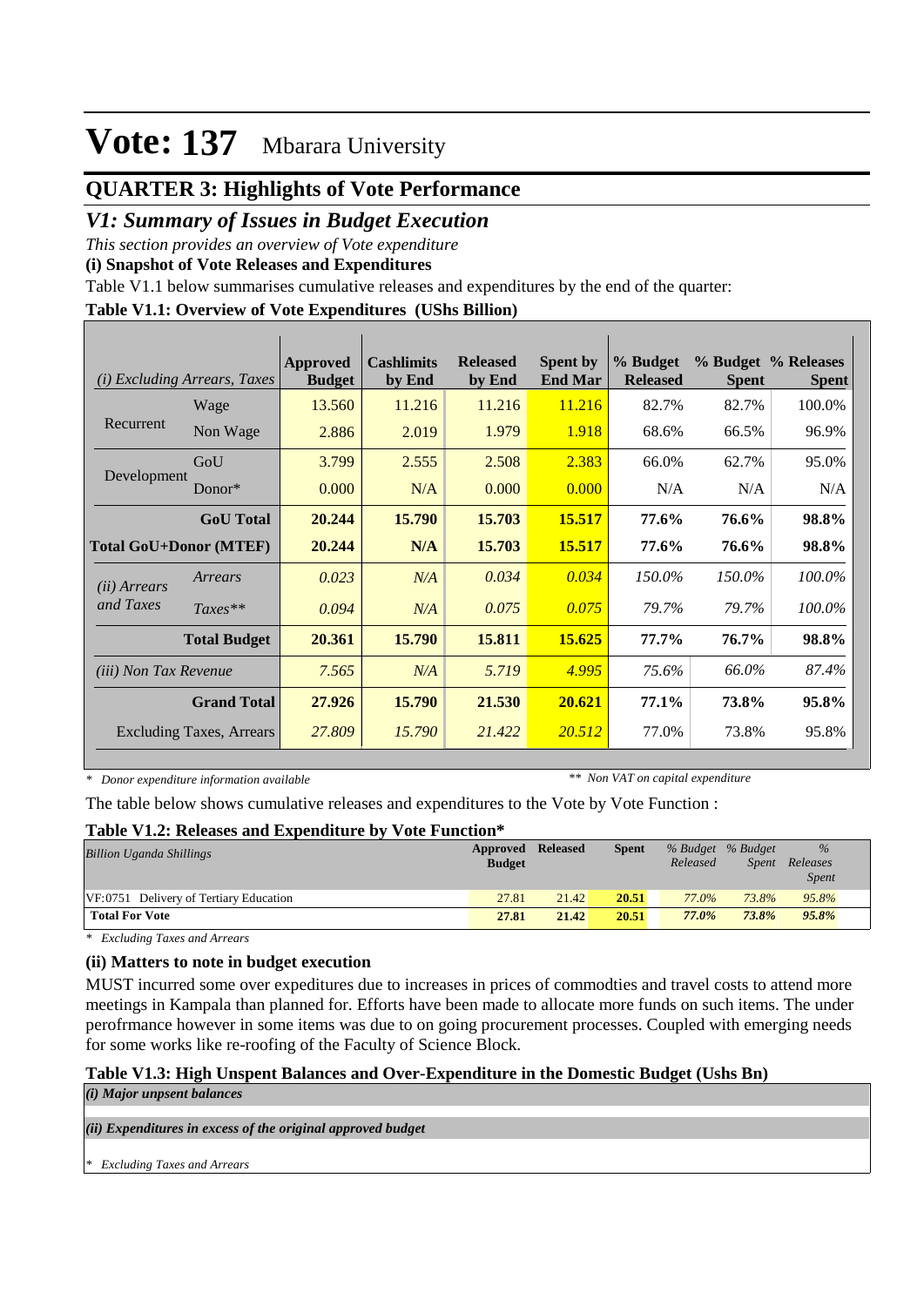# Vote: 137 Mbarara University

## QUARTER 3: Highlights of Vote Performance

### *V1: Summary of Issues in Budget Execution*

*This section provides an overview of Vote expenditure*

**(i) Snapshot of Vote Releases and Expenditures**

Table V1.1 below summarises cumulative releases and expenditures by the end of the quarter:

**Table V1.1: Overview of Vote Expenditures (UShs Billion)**

| *(i) Excluding Arrears, Taxes* | | Approved Budget | Cashlimits by End | Released by End | Spent by End Mar | % Budget Released | % Budget Spent | % Releases Spent |
|---|---|---|---|---|---|---|---|---|
| Recurrent | Wage | 13.560 | 11.216 | 11.216 | 11.216 | 82.7% | 82.7% | 100.0% |
| | Non Wage | 2.886 | 2.019 | 1.979 | 1.918 | 68.6% | 66.5% | 96.9% |
| Development | GoU | 3.799 | 2.555 | 2.508 | 2.383 | 66.0% | 62.7% | 95.0% |
| | Donor* | 0.000 | N/A | 0.000 | 0.000 | N/A | N/A | N/A |
| | **GoU Total** | **20.244** | **15.790** | **15.703** | **15.517** | **77.6%** | **76.6%** | **98.8%** |
| **Total GoU+Donor (MTEF)** | | **20.244** | **N/A** | **15.703** | **15.517** | **77.6%** | **76.6%** | **98.8%** |
| *(ii) Arrears and Taxes* | *Arrears* | *0.023* | *N/A* | *0.034* | *0.034* | *150.0%* | *150.0%* | *100.0%* |
| | *Taxes*** | *0.094* | *N/A* | *0.075* | *0.075* | *79.7%* | *79.7%* | *100.0%* |
| | **Total Budget** | **20.361** | **15.790** | **15.811** | **15.625** | **77.7%** | **76.7%** | **98.8%** |
| *(iii) Non Tax Revenue* | | *7.565* | *N/A* | *5.719* | *4.995* | *75.6%* | *66.0%* | *87.4%* |
| | **Grand Total** | **27.926** | **15.790** | **21.530** | **20.621** | **77.1%** | **73.8%** | **95.8%** |
| | Excluding Taxes, Arrears | *27.809* | *15.790* | *21.422* | *20.512* | 77.0% | 73.8% | 95.8% |

*\* Donor expenditure information available* *\*\* Non VAT on capital expenditure*

The table below shows cumulative releases and expenditures to the Vote by Vote Function :

**Table V1.2: Releases and Expenditure by Vote Function***

| *Billion Uganda Shillings* | Approved Budget | Released | Spent | *% Budget Released* | *% Budget Spent* | *% Releases Spent* |
|---|---|---|---|---|---|---|
| VF:0751 Delivery of Tertiary Education | 27.81 | 21.42 | 20.51 | *77.0%* | *73.8%* | *95.8%* |
| **Total For Vote** | **27.81** | **21.42** | **20.51** | ***77.0%*** | ***73.8%*** | ***95.8%*** |

*\* Excluding Taxes and Arrears*

**(ii) Matters to note in budget execution**

MUST incurred some over expeditures due to increases in prices of commodties and travel costs to attend more meetings in Kampala than planned for. Efforts have been made to allocate more funds on such items. The under perofrmance however in some items was due to on going procurement processes. Coupled with emerging needs for some works like re-roofing of the Faculty of Science Block.

**Table V1.3: High Unspent Balances and Over-Expenditure in the Domestic Budget (Ushs Bn)**

***(i) Major unpsent balances***

***(ii) Expenditures in excess of the original approved budget***

*\* Excluding Taxes and Arrears*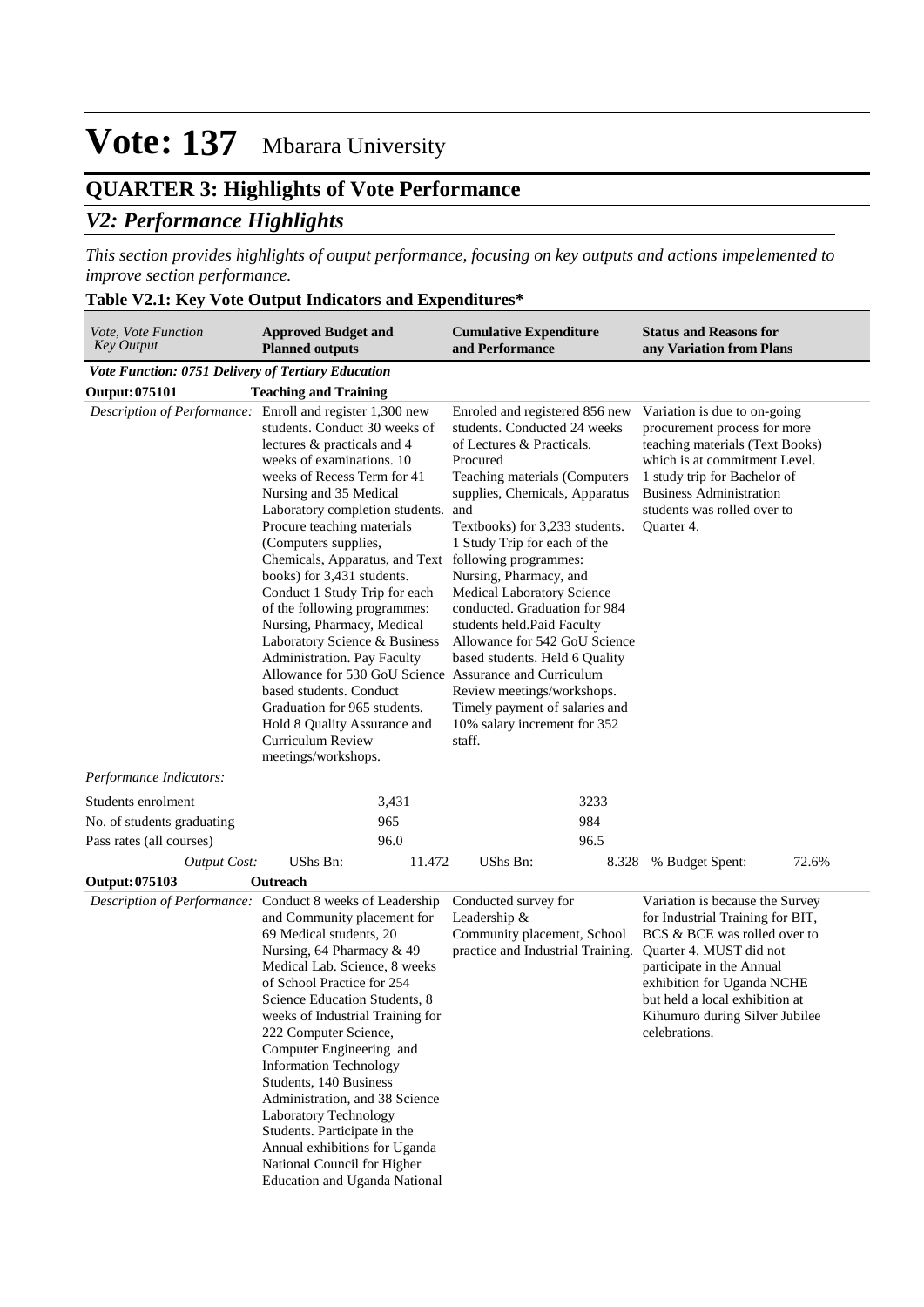# Vote: 137 Mbarara University

## QUARTER 3: Highlights of Vote Performance

### *V2: Performance Highlights*

*This section provides highlights of output performance, focusing on key outputs and actions impelemented to improve section performance.*

**Table V2.1: Key Vote Output Indicators and Expenditures\***

| *Vote, Vote Function Key Output* | **Approved Budget and Planned outputs** | | **Cumulative Expenditure and Performance** | | **Status and Reasons for any Variation from Plans** | |
|---|---|---|---|---|---|---|
| ***Vote Function: 0751 Delivery of Tertiary Education*** | | | | | | |
| **Output: 075101** | **Teaching and Training** | | | | | |
| *Description of Performance:* | Enroll and register 1,300 new students. Conduct 30 weeks of lectures & practicals and 4 weeks of examinations. 10 weeks of Recess Term for 41 Nursing and 35 Medical Laboratory completion students. Procure teaching materials (Computers supplies, Chemicals, Apparatus, and Text books) for 3,431 students. Conduct 1 Study Trip for each of the following programmes: Nursing, Pharmacy, Medical Laboratory Science & Business Administration. Pay Faculty Allowance for 530 GoU Science based students. Conduct Graduation for 965 students. Hold 8 Quality Assurance and Curriculum Review meetings/workshops. | | Enroled and registered 856 new students. Conducted 24 weeks of Lectures & Practicals. Procured Teaching materials (Computers supplies, Chemicals, Apparatus and Textbooks) for 3,233 students. 1 Study Trip for each of the following programmes: Nursing, Pharmacy, and Medical Laboratory Science conducted. Graduation for 984 students held.Paid Faculty Allowance for 542 GoU Science based students. Held 6 Quality Assurance and Curriculum Review meetings/workshops. Timely payment of salaries and 10% salary increment for 352 staff. | | Variation is due to on-going procurement process for more teaching materials (Text Books) which is at commitment Level. 1 study trip for Bachelor of Business Administration students was rolled over to Quarter 4. | |
| *Performance Indicators:* | | | | | | |
| Students enrolment | | 3,431 | | 3233 | | |
| No. of students graduating | | 965 | | 984 | | |
| Pass rates (all courses) | | 96.0 | | 96.5 | | |
| *Output Cost:* | UShs Bn: | 11.472 | UShs Bn: | 8.328 | % Budget Spent: | 72.6% |
| **Output: 075103** | **Outreach** | | | | | |
| *Description of Performance:* | Conduct 8 weeks of Leadership and Community placement for 69 Medical students, 20 Nursing, 64 Pharmacy & 49 Medical Lab. Science, 8 weeks of School Practice for 254 Science Education Students, 8 weeks of Industrial Training for 222 Computer Science, Computer Engineering and Information Technology Students, 140 Business Administration, and 38 Science Laboratory Technology Students. Participate in the Annual exhibitions for Uganda National Council for Higher Education and Uganda National | | Conducted survey for Leadership & Community placement, School practice and Industrial Training. | | Variation is because the Survey for Industrial Training for BIT, BCS & BCE was rolled over to Quarter 4. MUST did not participate in the Annual exhibition for Uganda NCHE but held a local exhibition at Kihumuro during Silver Jubilee celebrations. | |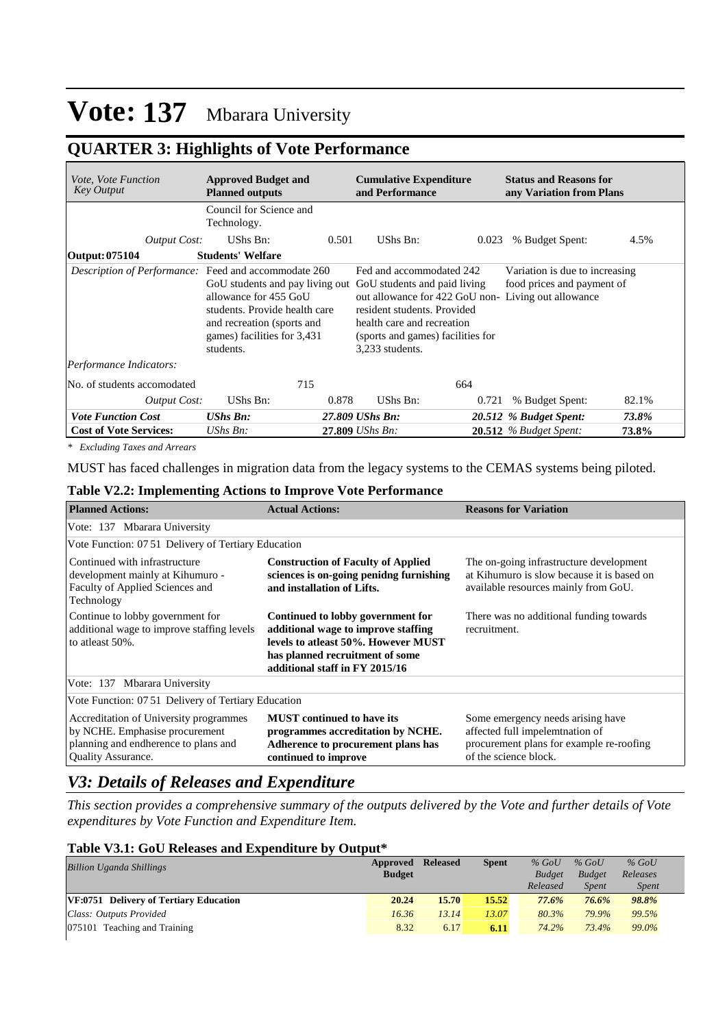# Vote: 137 Mbarara University

## QUARTER 3: Highlights of Vote Performance

| *Vote, Vote Function Key Output* | **Approved Budget and Planned outputs** | | **Cumulative Expenditure and Performance** | | **Status and Reasons for any Variation from Plans** | |
|---|---|---|---|---|---|---|
| | Council for Science and Technology. | | | | | |
| *Output Cost:* | UShs Bn: | 0.501 | UShs Bn: | 0.023 | % Budget Spent: | 4.5% |
| **Output: 075104** | **Students' Welfare** | | | | | |
| *Description of Performance:* | Feed and accommodate 260 GoU students and pay living out allowance for 455 GoU students. Provide health care and recreation (sports and games) facilities for 3,431 students. | | Fed and accommodated 242 GoU students and paid living out allowance for 422 GoU non-resident students. Provided health care and recreation (sports and games) facilities for 3,233 students. | | Variation is due to increasing food prices and payment of Living out allowance | |
| *Performance Indicators:* | | | | | | |
| No. of students accomodated | | 715 | | 664 | | |
| *Output Cost:* | UShs Bn: | 0.878 | UShs Bn: | 0.721 | % Budget Spent: | 82.1% |
| ***Vote Function Cost*** | ***UShs Bn:*** | ***27.809*** | ***UShs Bn:*** | ***20.512*** | ***% Budget Spent:*** | ***73.8%*** |
| **Cost of Vote Services:** | *UShs Bn:* | **27.809** | *UShs Bn:* | **20.512** | *% Budget Spent:* | **73.8%** |

*\* Excluding Taxes and Arrears*

MUST has faced challenges in migration data from the legacy systems to the CEMAS systems being piloted.

**Table V2.2: Implementing Actions to Improve Vote Performance**

| **Planned Actions:** | **Actual Actions:** | **Reasons for Variation** |
|---|---|---|
| Vote: 137 Mbarara University | | |
| Vote Function: 07 51 Delivery of Tertiary Education | | |
| Continued with infrastructure development mainly at Kihumuro - Faculty of Applied Sciences and Technology | **Construction of Faculty of Applied sciences is on-going penidng furnishing and installation of Lifts.** | The on-going infrastructure development at Kihumuro is slow because it is based on available resources mainly from GoU. |
| Continue to lobby government for additional wage to improve staffing levels to atleast 50%. | **Continued to lobby government for additional wage to improve staffing levels to atleast 50%. However MUST has planned recruitment of some additional staff in FY 2015/16** | There was no additional funding towards recruitment. |
| Vote: 137 Mbarara University | | |
| Vote Function: 07 51 Delivery of Tertiary Education | | |
| Accreditation of University programmes by NCHE. Emphasise procurement planning and endherence to plans and Quality Assurance. | **MUST continued to have its programmes accreditation by NCHE. Adherence to procurement plans has continued to improve** | Some emergency needs arising have affected full impelemtnation of procurement plans for example re-roofing of the science block. |

## *V3: Details of Releases and Expenditure*

*This section provides a comprehensive summary of the outputs delivered by the Vote and further details of Vote expenditures by Vote Function and Expenditure Item.*

**Table V3.1: GoU Releases and Expenditure by Output\***

| *Billion Uganda Shillings* | **Approved Budget** | **Released** | **Spent** | *% GoU Budget Released* | *% GoU Budget Spent* | *% GoU Releases Spent* |
|---|---|---|---|---|---|---|
| **VF:0751 Delivery of Tertiary Education** | **20.24** | **15.70** | **15.52** | ***77.6%*** | ***76.6%*** | ***98.8%*** |
| *Class: Outputs Provided* | *16.36* | *13.14* | *13.07* | *80.3%* | *79.9%* | *99.5%* |
| 075101 Teaching and Training | 8.32 | 6.17 | **6.11** | *74.2%* | *73.4%* | *99.0%* |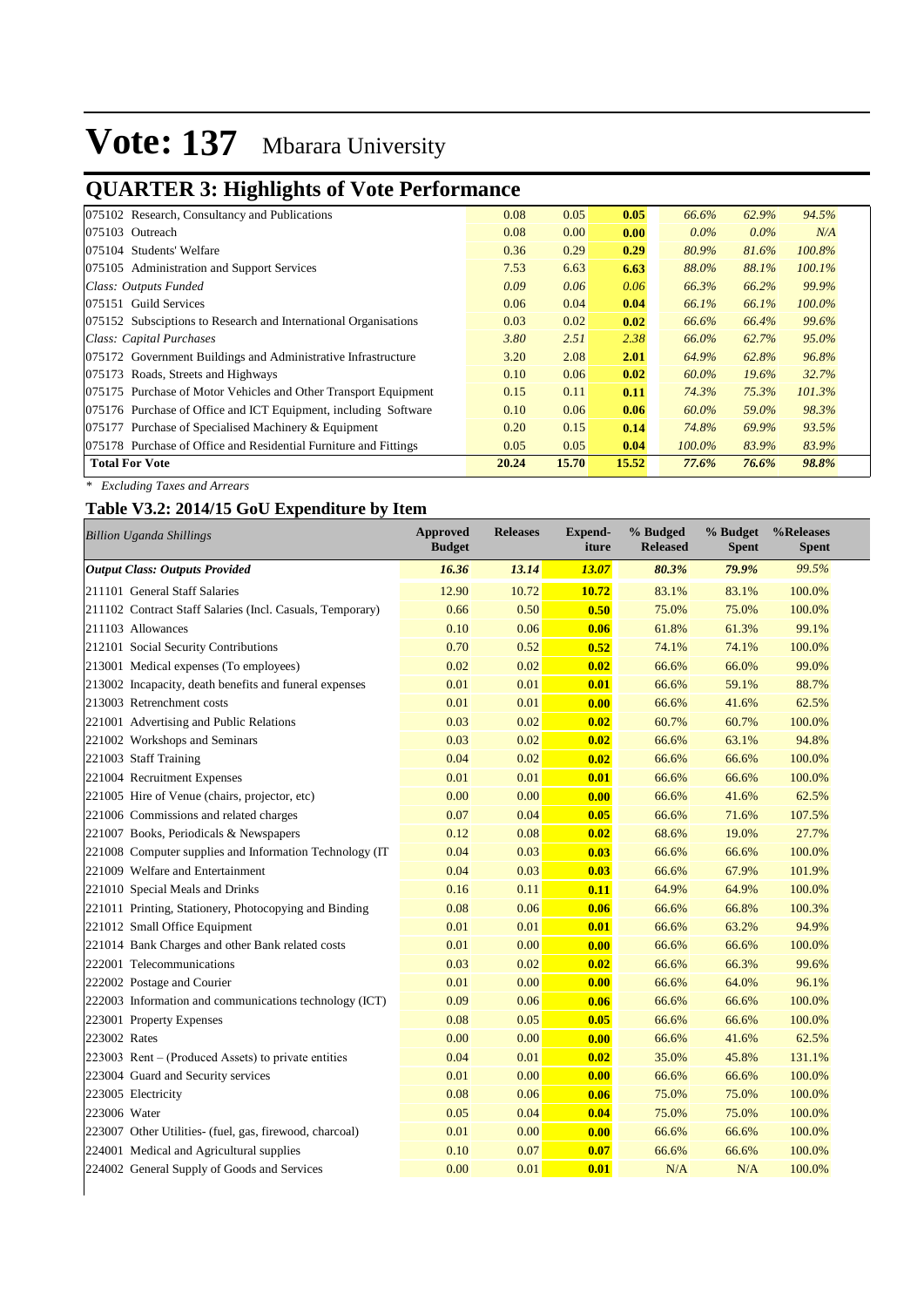# Vote: 137 Mbarara University

## QUARTER 3: Highlights of Vote Performance

| | | | | | | |
|---|---|---|---|---|---|---|
| 075102 Research, Consultancy and Publications | 0.08 | 0.05 | **0.05** | *66.6%* | *62.9%* | *94.5%* |
| 075103 Outreach | 0.08 | 0.00 | **0.00** | *0.0%* | *0.0%* | *N/A* |
| 075104 Students' Welfare | 0.36 | 0.29 | **0.29** | *80.9%* | *81.6%* | *100.8%* |
| 075105 Administration and Support Services | 7.53 | 6.63 | **6.63** | *88.0%* | *88.1%* | *100.1%* |
| *Class: Outputs Funded* | *0.09* | *0.06* | *0.06* | *66.3%* | *66.2%* | *99.9%* |
| 075151 Guild Services | 0.06 | 0.04 | **0.04** | *66.1%* | *66.1%* | *100.0%* |
| 075152 Subsciptions to Research and International Organisations | 0.03 | 0.02 | **0.02** | *66.6%* | *66.4%* | *99.6%* |
| *Class: Capital Purchases* | *3.80* | *2.51* | *2.38* | *66.0%* | *62.7%* | *95.0%* |
| 075172 Government Buildings and Administrative Infrastructure | 3.20 | 2.08 | **2.01** | *64.9%* | *62.8%* | *96.8%* |
| 075173 Roads, Streets and Highways | 0.10 | 0.06 | **0.02** | *60.0%* | *19.6%* | *32.7%* |
| 075175 Purchase of Motor Vehicles and Other Transport Equipment | 0.15 | 0.11 | **0.11** | *74.3%* | *75.3%* | *101.3%* |
| 075176 Purchase of Office and ICT Equipment, including Software | 0.10 | 0.06 | **0.06** | *60.0%* | *59.0%* | *98.3%* |
| 075177 Purchase of Specialised Machinery & Equipment | 0.20 | 0.15 | **0.14** | *74.8%* | *69.9%* | *93.5%* |
| 075178 Purchase of Office and Residential Furniture and Fittings | 0.05 | 0.05 | **0.04** | *100.0%* | *83.9%* | *83.9%* |
| **Total For Vote** | **20.24** | **15.70** | **15.52** | ***77.6%*** | ***76.6%*** | ***98.8%*** |

*\* Excluding Taxes and Arrears*

### Table V3.2: 2014/15 GoU Expenditure by Item

| *Billion Uganda Shillings* | Approved Budget | Releases | Expend-iture | % Budged Released | % Budget Spent | %Releases Spent |
|---|---|---|---|---|---|---|
| ***Output Class: Outputs Provided*** | ***16.36*** | ***13.14*** | ***13.07*** | ***80.3%*** | ***79.9%*** | *99.5%* |
| 211101 General Staff Salaries | 12.90 | 10.72 | **10.72** | 83.1% | 83.1% | 100.0% |
| 211102 Contract Staff Salaries (Incl. Casuals, Temporary) | 0.66 | 0.50 | **0.50** | 75.0% | 75.0% | 100.0% |
| 211103 Allowances | 0.10 | 0.06 | **0.06** | 61.8% | 61.3% | 99.1% |
| 212101 Social Security Contributions | 0.70 | 0.52 | **0.52** | 74.1% | 74.1% | 100.0% |
| 213001 Medical expenses (To employees) | 0.02 | 0.02 | **0.02** | 66.6% | 66.0% | 99.0% |
| 213002 Incapacity, death benefits and funeral expenses | 0.01 | 0.01 | **0.01** | 66.6% | 59.1% | 88.7% |
| 213003 Retrenchment costs | 0.01 | 0.01 | **0.00** | 66.6% | 41.6% | 62.5% |
| 221001 Advertising and Public Relations | 0.03 | 0.02 | **0.02** | 60.7% | 60.7% | 100.0% |
| 221002 Workshops and Seminars | 0.03 | 0.02 | **0.02** | 66.6% | 63.1% | 94.8% |
| 221003 Staff Training | 0.04 | 0.02 | **0.02** | 66.6% | 66.6% | 100.0% |
| 221004 Recruitment Expenses | 0.01 | 0.01 | **0.01** | 66.6% | 66.6% | 100.0% |
| 221005 Hire of Venue (chairs, projector, etc) | 0.00 | 0.00 | **0.00** | 66.6% | 41.6% | 62.5% |
| 221006 Commissions and related charges | 0.07 | 0.04 | **0.05** | 66.6% | 71.6% | 107.5% |
| 221007 Books, Periodicals & Newspapers | 0.12 | 0.08 | **0.02** | 68.6% | 19.0% | 27.7% |
| 221008 Computer supplies and Information Technology (IT | 0.04 | 0.03 | **0.03** | 66.6% | 66.6% | 100.0% |
| 221009 Welfare and Entertainment | 0.04 | 0.03 | **0.03** | 66.6% | 67.9% | 101.9% |
| 221010 Special Meals and Drinks | 0.16 | 0.11 | **0.11** | 64.9% | 64.9% | 100.0% |
| 221011 Printing, Stationery, Photocopying and Binding | 0.08 | 0.06 | **0.06** | 66.6% | 66.8% | 100.3% |
| 221012 Small Office Equipment | 0.01 | 0.01 | **0.01** | 66.6% | 63.2% | 94.9% |
| 221014 Bank Charges and other Bank related costs | 0.01 | 0.00 | **0.00** | 66.6% | 66.6% | 100.0% |
| 222001 Telecommunications | 0.03 | 0.02 | **0.02** | 66.6% | 66.3% | 99.6% |
| 222002 Postage and Courier | 0.01 | 0.00 | **0.00** | 66.6% | 64.0% | 96.1% |
| 222003 Information and communications technology (ICT) | 0.09 | 0.06 | **0.06** | 66.6% | 66.6% | 100.0% |
| 223001 Property Expenses | 0.08 | 0.05 | **0.05** | 66.6% | 66.6% | 100.0% |
| 223002 Rates | 0.00 | 0.00 | **0.00** | 66.6% | 41.6% | 62.5% |
| 223003 Rent – (Produced Assets) to private entities | 0.04 | 0.01 | **0.02** | 35.0% | 45.8% | 131.1% |
| 223004 Guard and Security services | 0.01 | 0.00 | **0.00** | 66.6% | 66.6% | 100.0% |
| 223005 Electricity | 0.08 | 0.06 | **0.06** | 75.0% | 75.0% | 100.0% |
| 223006 Water | 0.05 | 0.04 | **0.04** | 75.0% | 75.0% | 100.0% |
| 223007 Other Utilities- (fuel, gas, firewood, charcoal) | 0.01 | 0.00 | **0.00** | 66.6% | 66.6% | 100.0% |
| 224001 Medical and Agricultural supplies | 0.10 | 0.07 | **0.07** | 66.6% | 66.6% | 100.0% |
| 224002 General Supply of Goods and Services | 0.00 | 0.01 | **0.01** | N/A | N/A | 100.0% |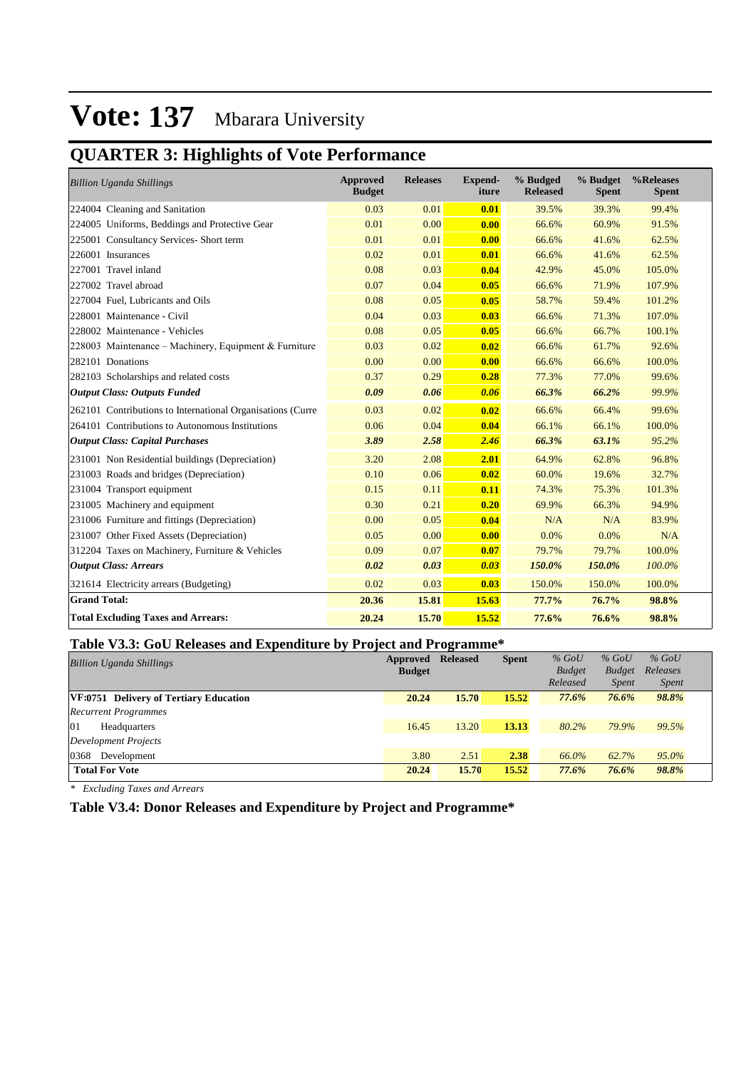# Vote: 137 Mbarara University

## QUARTER 3: Highlights of Vote Performance

| *Billion Uganda Shillings* | Approved Budget | Releases | Expend-iture | % Budged Released | % Budget Spent | %Releases Spent |
|---|---|---|---|---|---|---|
| 224004 Cleaning and Sanitation | 0.03 | 0.01 | **0.01** | 39.5% | 39.3% | 99.4% |
| 224005 Uniforms, Beddings and Protective Gear | 0.01 | 0.00 | **0.00** | 66.6% | 60.9% | 91.5% |
| 225001 Consultancy Services- Short term | 0.01 | 0.01 | **0.00** | 66.6% | 41.6% | 62.5% |
| 226001 Insurances | 0.02 | 0.01 | **0.01** | 66.6% | 41.6% | 62.5% |
| 227001 Travel inland | 0.08 | 0.03 | **0.04** | 42.9% | 45.0% | 105.0% |
| 227002 Travel abroad | 0.07 | 0.04 | **0.05** | 66.6% | 71.9% | 107.9% |
| 227004 Fuel, Lubricants and Oils | 0.08 | 0.05 | **0.05** | 58.7% | 59.4% | 101.2% |
| 228001 Maintenance - Civil | 0.04 | 0.03 | **0.03** | 66.6% | 71.3% | 107.0% |
| 228002 Maintenance - Vehicles | 0.08 | 0.05 | **0.05** | 66.6% | 66.7% | 100.1% |
| 228003 Maintenance – Machinery, Equipment & Furniture | 0.03 | 0.02 | **0.02** | 66.6% | 61.7% | 92.6% |
| 282101 Donations | 0.00 | 0.00 | **0.00** | 66.6% | 66.6% | 100.0% |
| 282103 Scholarships and related costs | 0.37 | 0.29 | **0.28** | 77.3% | 77.0% | 99.6% |
| ***Output Class: Outputs Funded*** | ***0.09*** | ***0.06*** | ***0.06*** | ***66.3%*** | ***66.2%*** | *99.9%* |
| 262101 Contributions to International Organisations (Curre | 0.03 | 0.02 | **0.02** | 66.6% | 66.4% | 99.6% |
| 264101 Contributions to Autonomous Institutions | 0.06 | 0.04 | **0.04** | 66.1% | 66.1% | 100.0% |
| ***Output Class: Capital Purchases*** | ***3.89*** | ***2.58*** | ***2.46*** | ***66.3%*** | ***63.1%*** | *95.2%* |
| 231001 Non Residential buildings (Depreciation) | 3.20 | 2.08 | **2.01** | 64.9% | 62.8% | 96.8% |
| 231003 Roads and bridges (Depreciation) | 0.10 | 0.06 | **0.02** | 60.0% | 19.6% | 32.7% |
| 231004 Transport equipment | 0.15 | 0.11 | **0.11** | 74.3% | 75.3% | 101.3% |
| 231005 Machinery and equipment | 0.30 | 0.21 | **0.20** | 69.9% | 66.3% | 94.9% |
| 231006 Furniture and fittings (Depreciation) | 0.00 | 0.05 | **0.04** | N/A | N/A | 83.9% |
| 231007 Other Fixed Assets (Depreciation) | 0.05 | 0.00 | **0.00** | 0.0% | 0.0% | N/A |
| 312204 Taxes on Machinery, Furniture & Vehicles | 0.09 | 0.07 | **0.07** | 79.7% | 79.7% | 100.0% |
| ***Output Class: Arrears*** | ***0.02*** | ***0.03*** | ***0.03*** | ***150.0%*** | ***150.0%*** | *100.0%* |
| 321614 Electricity arrears (Budgeting) | 0.02 | 0.03 | **0.03** | 150.0% | 150.0% | 100.0% |
| **Grand Total:** | **20.36** | **15.81** | **15.63** | **77.7%** | **76.7%** | **98.8%** |
| **Total Excluding Taxes and Arrears:** | **20.24** | **15.70** | **15.52** | **77.6%** | **76.6%** | **98.8%** |

### Table V3.3: GoU Releases and Expenditure by Project and Programme*

| *Billion Uganda Shillings* | Approved Budget | Released | Spent | *% GoU Budget Released* | *% GoU Budget Spent* | *% GoU Releases Spent* |
|---|---|---|---|---|---|---|
| **VF:0751 Delivery of Tertiary Education** | **20.24** | **15.70** | **15.52** | ***77.6%*** | ***76.6%*** | ***98.8%*** |
| *Recurrent Programmes* | | | | | | |
| 01 Headquarters | 16.45 | 13.20 | **13.13** | *80.2%* | *79.9%* | *99.5%* |
| *Development Projects* | | | | | | |
| 0368 Development | 3.80 | 2.51 | **2.38** | *66.0%* | *62.7%* | *95.0%* |
| **Total For Vote** | **20.24** | **15.70** | **15.52** | ***77.6%*** | ***76.6%*** | ***98.8%*** |

*\* Excluding Taxes and Arrears*

### Table V3.4: Donor Releases and Expenditure by Project and Programme*